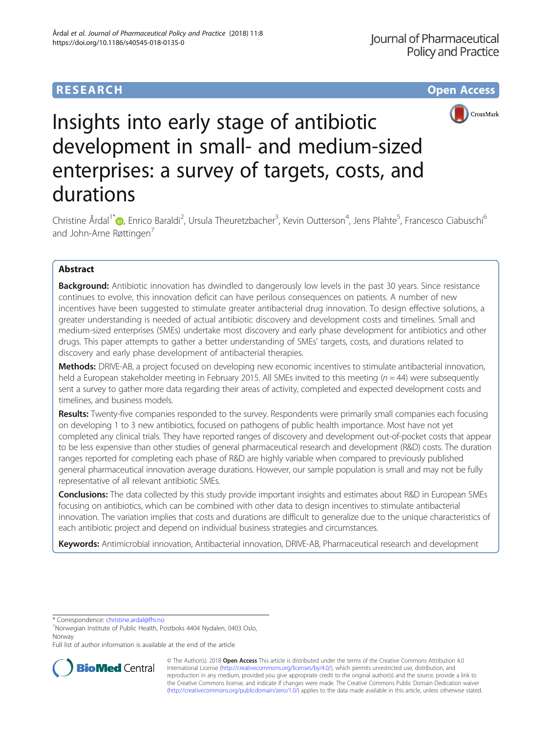RESEARCH Open Access

# Insights into early stage of antibiotic development in small- and medium-sized enterprises: a survey of targets, costs, and durations

Christine Årdal[1*], Enrico Baraldi[2], Ursula Theuretzbacher[3], Kevin Outterson[4], Jens Plahte[5], Francesco Ciabuschi[6] and John-Arne Røttingen[7]

## Abstract

**Background:** Antibiotic innovation has dwindled to dangerously low levels in the past 30 years. Since resistance continues to evolve, this innovation deficit can have perilous consequences on patients. A number of new incentives have been suggested to stimulate greater antibacterial drug innovation. To design effective solutions, a greater understanding is needed of actual antibiotic discovery and development costs and timelines. Small and medium-sized enterprises (SMEs) undertake most discovery and early phase development for antibiotics and other drugs. This paper attempts to gather a better understanding of SMEs' targets, costs, and durations related to discovery and early phase development of antibacterial therapies.

**Methods:** DRIVE-AB, a project focused on developing new economic incentives to stimulate antibacterial innovation, held a European stakeholder meeting in February 2015. All SMEs invited to this meeting ($n = 44$) were subsequently sent a survey to gather more data regarding their areas of activity, completed and expected development costs and timelines, and business models.

**Results:** Twenty-five companies responded to the survey. Respondents were primarily small companies each focusing on developing 1 to 3 new antibiotics, focused on pathogens of public health importance. Most have not yet completed any clinical trials. They have reported ranges of discovery and development out-of-pocket costs that appear to be less expensive than other studies of general pharmaceutical research and development (R&D) costs. The duration ranges reported for completing each phase of R&D are highly variable when compared to previously published general pharmaceutical innovation average durations. However, our sample population is small and may not be fully representative of all relevant antibiotic SMEs.

**Conclusions:** The data collected by this study provide important insights and estimates about R&D in European SMEs focusing on antibiotics, which can be combined with other data to design incentives to stimulate antibacterial innovation. The variation implies that costs and durations are difficult to generalize due to the unique characteristics of each antibiotic project and depend on individual business strategies and circumstances.

**Keywords:** Antimicrobial innovation, Antibacterial innovation, DRIVE-AB, Pharmaceutical research and development

\* Correspondence: christine.ardal@fhi.no
[1]Norwegian Institute of Public Health, Postboks 4404 Nydalen, 0403 Oslo, Norway
Full list of author information is available at the end of the article

© The Author(s). 2018 **Open Access** This article is distributed under the terms of the Creative Commons Attribution 4.0 International License (http://creativecommons.org/licenses/by/4.0/), which permits unrestricted use, distribution, and reproduction in any medium, provided you give appropriate credit to the original author(s) and the source, provide a link to the Creative Commons license, and indicate if changes were made. The Creative Commons Public Domain Dedication waiver (http://creativecommons.org/publicdomain/zero/1.0/) applies to the data made available in this article, unless otherwise stated.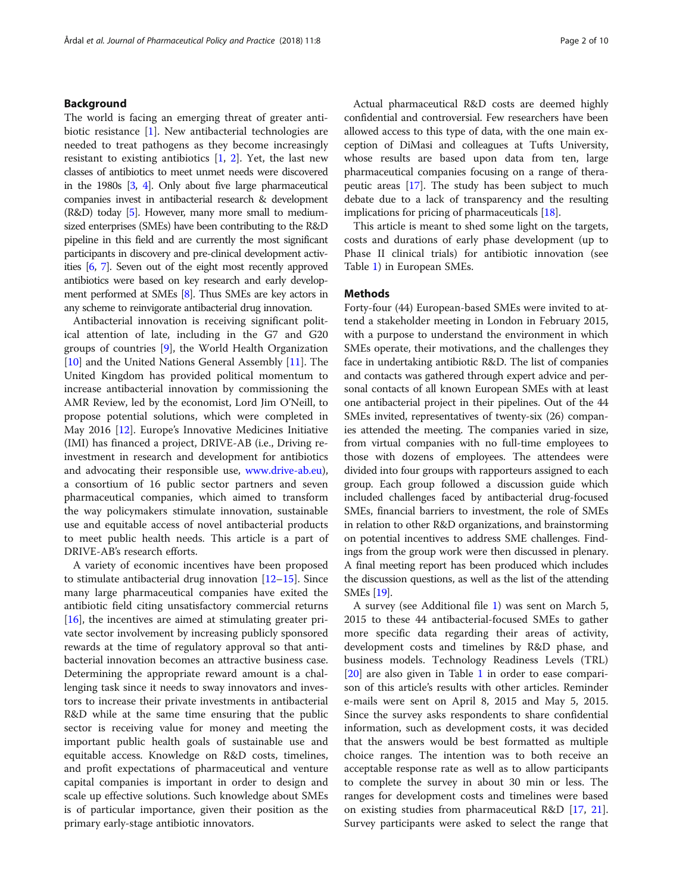## Background

The world is facing an emerging threat of greater antibiotic resistance [1]. New antibacterial technologies are needed to treat pathogens as they become increasingly resistant to existing antibiotics [1, 2]. Yet, the last new classes of antibiotics to meet unmet needs were discovered in the 1980s [3, 4]. Only about five large pharmaceutical companies invest in antibacterial research & development (R&D) today [5]. However, many more small to medium-sized enterprises (SMEs) have been contributing to the R&D pipeline in this field and are currently the most significant participants in discovery and pre-clinical development activities [6, 7]. Seven out of the eight most recently approved antibiotics were based on key research and early development performed at SMEs [8]. Thus SMEs are key actors in any scheme to reinvigorate antibacterial drug innovation.

Antibacterial innovation is receiving significant political attention of late, including in the G7 and G20 groups of countries [9], the World Health Organization [10] and the United Nations General Assembly [11]. The United Kingdom has provided political momentum to increase antibacterial innovation by commissioning the AMR Review, led by the economist, Lord Jim O'Neill, to propose potential solutions, which were completed in May 2016 [12]. Europe's Innovative Medicines Initiative (IMI) has financed a project, DRIVE-AB (i.e., Driving re-investment in research and development for antibiotics and advocating their responsible use, www.drive-ab.eu), a consortium of 16 public sector partners and seven pharmaceutical companies, which aimed to transform the way policymakers stimulate innovation, sustainable use and equitable access of novel antibacterial products to meet public health needs. This article is a part of DRIVE-AB's research efforts.

A variety of economic incentives have been proposed to stimulate antibacterial drug innovation [12–15]. Since many large pharmaceutical companies have exited the antibiotic field citing unsatisfactory commercial returns [16], the incentives are aimed at stimulating greater private sector involvement by increasing publicly sponsored rewards at the time of regulatory approval so that antibacterial innovation becomes an attractive business case. Determining the appropriate reward amount is a challenging task since it needs to sway innovators and investors to increase their private investments in antibacterial R&D while at the same time ensuring that the public sector is receiving value for money and meeting the important public health goals of sustainable use and equitable access. Knowledge on R&D costs, timelines, and profit expectations of pharmaceutical and venture capital companies is important in order to design and scale up effective solutions. Such knowledge about SMEs is of particular importance, given their position as the primary early-stage antibiotic innovators.

Actual pharmaceutical R&D costs are deemed highly confidential and controversial. Few researchers have been allowed access to this type of data, with the one main exception of DiMasi and colleagues at Tufts University, whose results are based upon data from ten, large pharmaceutical companies focusing on a range of therapeutic areas [17]. The study has been subject to much debate due to a lack of transparency and the resulting implications for pricing of pharmaceuticals [18].

This article is meant to shed some light on the targets, costs and durations of early phase development (up to Phase II clinical trials) for antibiotic innovation (see Table 1) in European SMEs.

## Methods

Forty-four (44) European-based SMEs were invited to attend a stakeholder meeting in London in February 2015, with a purpose to understand the environment in which SMEs operate, their motivations, and the challenges they face in undertaking antibiotic R&D. The list of companies and contacts was gathered through expert advice and personal contacts of all known European SMEs with at least one antibacterial project in their pipelines. Out of the 44 SMEs invited, representatives of twenty-six (26) companies attended the meeting. The companies varied in size, from virtual companies with no full-time employees to those with dozens of employees. The attendees were divided into four groups with rapporteurs assigned to each group. Each group followed a discussion guide which included challenges faced by antibacterial drug-focused SMEs, financial barriers to investment, the role of SMEs in relation to other R&D organizations, and brainstorming on potential incentives to address SME challenges. Findings from the group work were then discussed in plenary. A final meeting report has been produced which includes the discussion questions, as well as the list of the attending SMEs [19].

A survey (see Additional file 1) was sent on March 5, 2015 to these 44 antibacterial-focused SMEs to gather more specific data regarding their areas of activity, development costs and timelines by R&D phase, and business models. Technology Readiness Levels (TRL) [20] are also given in Table 1 in order to ease comparison of this article's results with other articles. Reminder e-mails were sent on April 8, 2015 and May 5, 2015. Since the survey asks respondents to share confidential information, such as development costs, it was decided that the answers would be best formatted as multiple choice ranges. The intention was to both receive an acceptable response rate as well as to allow participants to complete the survey in about 30 min or less. The ranges for development costs and timelines were based on existing studies from pharmaceutical R&D [17, 21]. Survey participants were asked to select the range that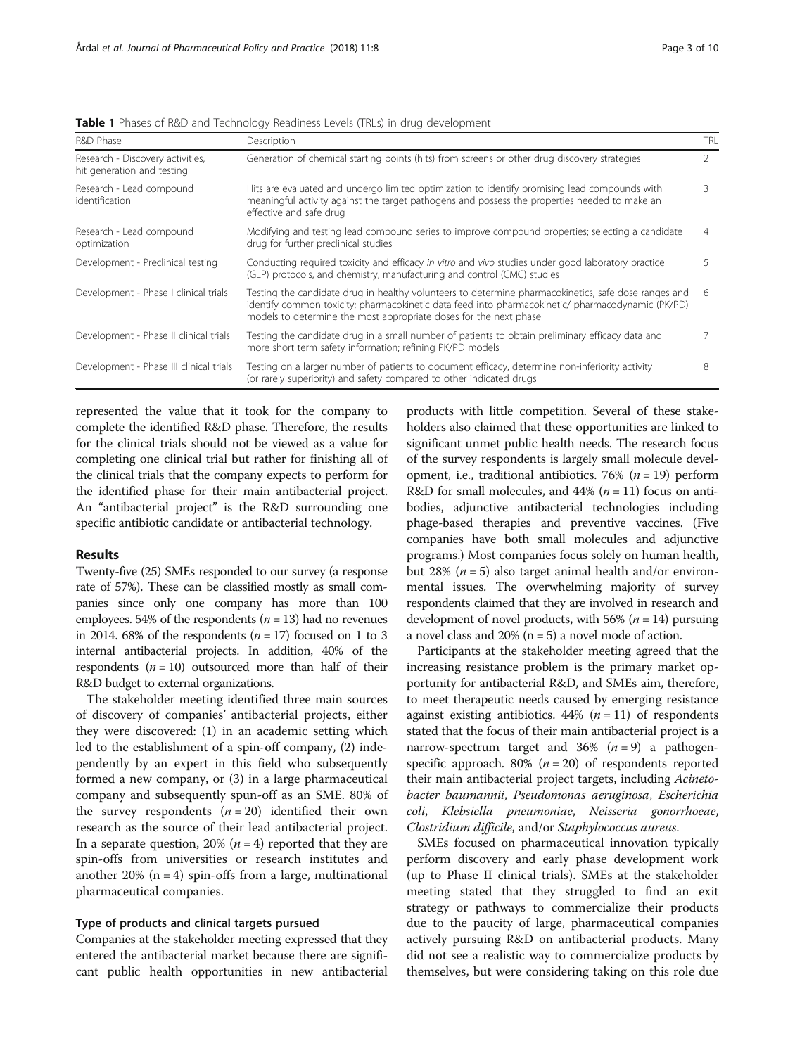**Table 1** Phases of R&D and Technology Readiness Levels (TRLs) in drug development

| R&D Phase | Description | TRL |
|---|---|---|
| Research - Discovery activities, hit generation and testing | Generation of chemical starting points (hits) from screens or other drug discovery strategies | 2 |
| Research - Lead compound identification | Hits are evaluated and undergo limited optimization to identify promising lead compounds with meaningful activity against the target pathogens and possess the properties needed to make an effective and safe drug | 3 |
| Research - Lead compound optimization | Modifying and testing lead compound series to improve compound properties; selecting a candidate drug for further preclinical studies | 4 |
| Development - Preclinical testing | Conducting required toxicity and efficacy *in vitro* and *vivo* studies under good laboratory practice (GLP) protocols, and chemistry, manufacturing and control (CMC) studies | 5 |
| Development - Phase I clinical trials | Testing the candidate drug in healthy volunteers to determine pharmacokinetics, safe dose ranges and identify common toxicity; pharmacokinetic data feed into pharmacokinetic/ pharmacodynamic (PK/PD) models to determine the most appropriate doses for the next phase | 6 |
| Development - Phase II clinical trials | Testing the candidate drug in a small number of patients to obtain preliminary efficacy data and more short term safety information; refining PK/PD models | 7 |
| Development - Phase III clinical trials | Testing on a larger number of patients to document efficacy, determine non-inferiority activity (or rarely superiority) and safety compared to other indicated drugs | 8 |

represented the value that it took for the company to complete the identified R&D phase. Therefore, the results for the clinical trials should not be viewed as a value for completing one clinical trial but rather for finishing all of the clinical trials that the company expects to perform for the identified phase for their main antibacterial project. An "antibacterial project" is the R&D surrounding one specific antibiotic candidate or antibacterial technology.

## Results

Twenty-five (25) SMEs responded to our survey (a response rate of 57%). These can be classified mostly as small companies since only one company has more than 100 employees. 54% of the respondents ($n = 13$) had no revenues in 2014. 68% of the respondents ($n = 17$) focused on 1 to 3 internal antibacterial projects. In addition, 40% of the respondents ($n = 10$) outsourced more than half of their R&D budget to external organizations.

The stakeholder meeting identified three main sources of discovery of companies' antibacterial projects, either they were discovered: (1) in an academic setting which led to the establishment of a spin-off company, (2) independently by an expert in this field who subsequently formed a new company, or (3) in a large pharmaceutical company and subsequently spun-off as an SME. 80% of the survey respondents ($n = 20$) identified their own research as the source of their lead antibacterial project. In a separate question, 20% ($n = 4$) reported that they are spin-offs from universities or research institutes and another 20% ($n = 4$) spin-offs from a large, multinational pharmaceutical companies.

### Type of products and clinical targets pursued

Companies at the stakeholder meeting expressed that they entered the antibacterial market because there are significant public health opportunities in new antibacterial products with little competition. Several of these stakeholders also claimed that these opportunities are linked to significant unmet public health needs. The research focus of the survey respondents is largely small molecule development, i.e., traditional antibiotics. 76% ($n = 19$) perform R&D for small molecules, and 44% ($n = 11$) focus on antibodies, adjunctive antibacterial technologies including phage-based therapies and preventive vaccines. (Five companies have both small molecules and adjunctive programs.) Most companies focus solely on human health, but 28% ($n = 5$) also target animal health and/or environmental issues. The overwhelming majority of survey respondents claimed that they are involved in research and development of novel products, with 56% ($n = 14$) pursuing a novel class and 20% ($n = 5$) a novel mode of action.

Participants at the stakeholder meeting agreed that the increasing resistance problem is the primary market opportunity for antibacterial R&D, and SMEs aim, therefore, to meet therapeutic needs caused by emerging resistance against existing antibiotics. 44% ($n = 11$) of respondents stated that the focus of their main antibacterial project is a narrow-spectrum target and 36% ($n = 9$) a pathogen-specific approach. 80% ($n = 20$) of respondents reported their main antibacterial project targets, including *Acinetobacter baumannii*, *Pseudomonas aeruginosa*, *Escherichia coli*, *Klebsiella pneumoniae*, *Neisseria gonorrhoeae*, *Clostridium difficile*, and/or *Staphylococcus aureus*.

SMEs focused on pharmaceutical innovation typically perform discovery and early phase development work (up to Phase II clinical trials). SMEs at the stakeholder meeting stated that they struggled to find an exit strategy or pathways to commercialize their products due to the paucity of large, pharmaceutical companies actively pursuing R&D on antibacterial products. Many did not see a realistic way to commercialize products by themselves, but were considering taking on this role due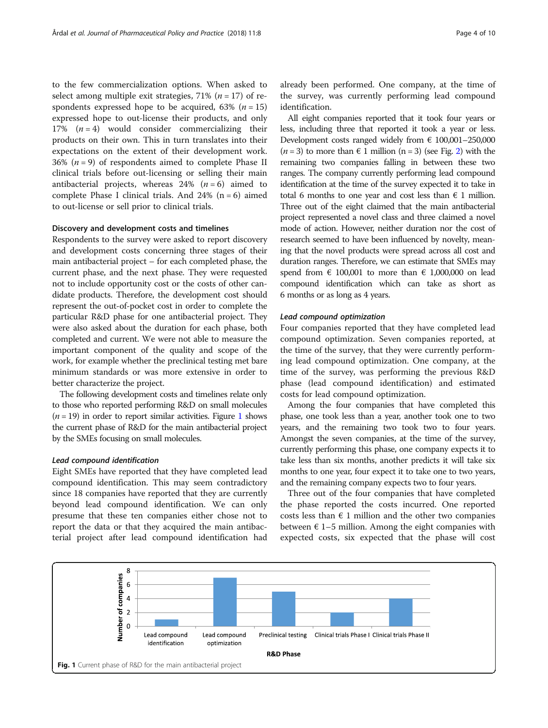to the few commercialization options. When asked to select among multiple exit strategies, 71% ($n = 17$) of respondents expressed hope to be acquired, 63% ($n = 15$) expressed hope to out-license their products, and only 17% ($n = 4$) would consider commercializing their products on their own. This in turn translates into their expectations on the extent of their development work. 36% ($n = 9$) of respondents aimed to complete Phase II clinical trials before out-licensing or selling their main antibacterial projects, whereas 24% ($n = 6$) aimed to complete Phase I clinical trials. And 24% (n = 6) aimed to out-license or sell prior to clinical trials.

#### Discovery and development costs and timelines

Respondents to the survey were asked to report discovery and development costs concerning three stages of their main antibacterial project – for each completed phase, the current phase, and the next phase. They were requested not to include opportunity cost or the costs of other candidate products. Therefore, the development cost should represent the out-of-pocket cost in order to complete the particular R&D phase for one antibacterial project. They were also asked about the duration for each phase, both completed and current. We were not able to measure the important component of the quality and scope of the work, for example whether the preclinical testing met bare minimum standards or was more extensive in order to better characterize the project.

The following development costs and timelines relate only to those who reported performing R&D on small molecules ($n = 19$) in order to report similar activities. Figure 1 shows the current phase of R&D for the main antibacterial project by the SMEs focusing on small molecules.

##### *Lead compound identification*

Eight SMEs have reported that they have completed lead compound identification. This may seem contradictory since 18 companies have reported that they are currently beyond lead compound identification. We can only presume that these ten companies either chose not to report the data or that they acquired the main antibacterial project after lead compound identification had already been performed. One company, at the time of the survey, was currently performing lead compound identification.

All eight companies reported that it took four years or less, including three that reported it took a year or less. Development costs ranged widely from € 100,001–250,000 ($n = 3$) to more than € 1 million (n = 3) (see Fig. 2) with the remaining two companies falling in between these two ranges. The company currently performing lead compound identification at the time of the survey expected it to take in total 6 months to one year and cost less than € 1 million. Three out of the eight claimed that the main antibacterial project represented a novel class and three claimed a novel mode of action. However, neither duration nor the cost of research seemed to have been influenced by novelty, meaning that the novel products were spread across all cost and duration ranges. Therefore, we can estimate that SMEs may spend from € 100,001 to more than € 1,000,000 on lead compound identification which can take as short as 6 months or as long as 4 years.

##### *Lead compound optimization*

Four companies reported that they have completed lead compound optimization. Seven companies reported, at the time of the survey, that they were currently performing lead compound optimization. One company, at the time of the survey, was performing the previous R&D phase (lead compound identification) and estimated costs for lead compound optimization.

Among the four companies that have completed this phase, one took less than a year, another took one to two years, and the remaining two took two to four years. Amongst the seven companies, at the time of the survey, currently performing this phase, one company expects it to take less than six months, another predicts it will take six months to one year, four expect it to take one to two years, and the remaining company expects two to four years.

Three out of the four companies that have completed the phase reported the costs incurred. One reported costs less than € 1 million and the other two companies between € 1–5 million. Among the eight companies with expected costs, six expected that the phase will cost

**Fig. 1** Current phase of R&D for the main antibacterial project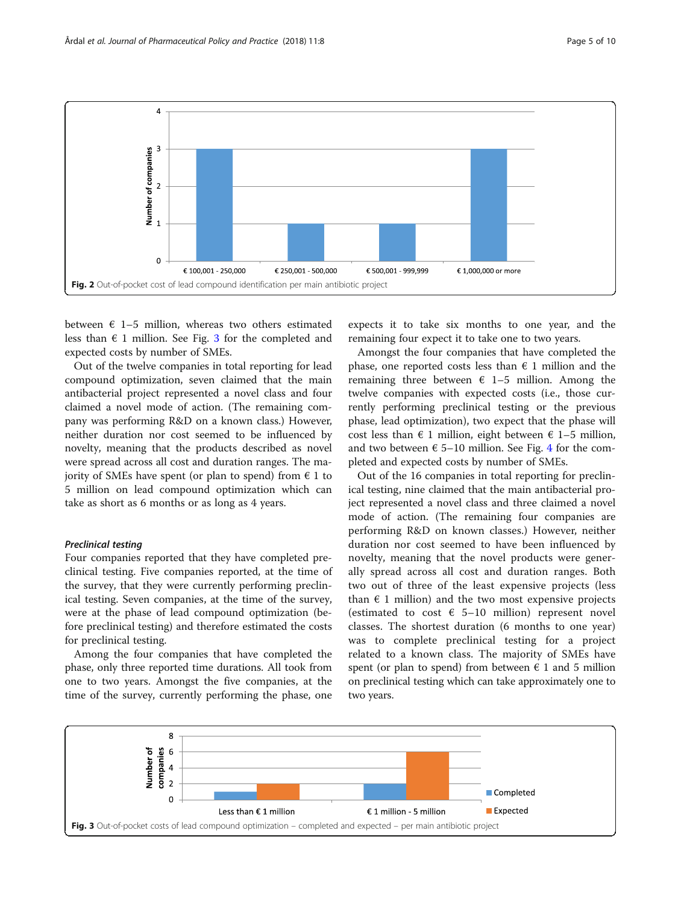Fig. 2 Out-of-pocket cost of lead compound identification per main antibiotic project

between € 1–5 million, whereas two others estimated less than € 1 million. See Fig. 3 for the completed and expected costs by number of SMEs.

Out of the twelve companies in total reporting for lead compound optimization, seven claimed that the main antibacterial project represented a novel class and four claimed a novel mode of action. (The remaining company was performing R&D on a known class.) However, neither duration nor cost seemed to be influenced by novelty, meaning that the products described as novel were spread across all cost and duration ranges. The majority of SMEs have spent (or plan to spend) from € 1 to 5 million on lead compound optimization which can take as short as 6 months or as long as 4 years.

#### *Preclinical testing*

Four companies reported that they have completed preclinical testing. Five companies reported, at the time of the survey, that they were currently performing preclinical testing. Seven companies, at the time of the survey, were at the phase of lead compound optimization (before preclinical testing) and therefore estimated the costs for preclinical testing.

Among the four companies that have completed the phase, only three reported time durations. All took from one to two years. Amongst the five companies, at the time of the survey, currently performing the phase, one expects it to take six months to one year, and the remaining four expect it to take one to two years.

Amongst the four companies that have completed the phase, one reported costs less than € 1 million and the remaining three between € 1–5 million. Among the twelve companies with expected costs (i.e., those currently performing preclinical testing or the previous phase, lead optimization), two expect that the phase will cost less than € 1 million, eight between € 1–5 million, and two between € 5–10 million. See Fig. 4 for the completed and expected costs by number of SMEs.

Out of the 16 companies in total reporting for preclinical testing, nine claimed that the main antibacterial project represented a novel class and three claimed a novel mode of action. (The remaining four companies are performing R&D on known classes.) However, neither duration nor cost seemed to have been influenced by novelty, meaning that the novel products were generally spread across all cost and duration ranges. Both two out of three of the least expensive projects (less than € 1 million) and the two most expensive projects (estimated to cost € 5–10 million) represent novel classes. The shortest duration (6 months to one year) was to complete preclinical testing for a project related to a known class. The majority of SMEs have spent (or plan to spend) from between € 1 and 5 million on preclinical testing which can take approximately one to two years.

Fig. 3 Out-of-pocket costs of lead compound optimization – completed and expected – per main antibiotic project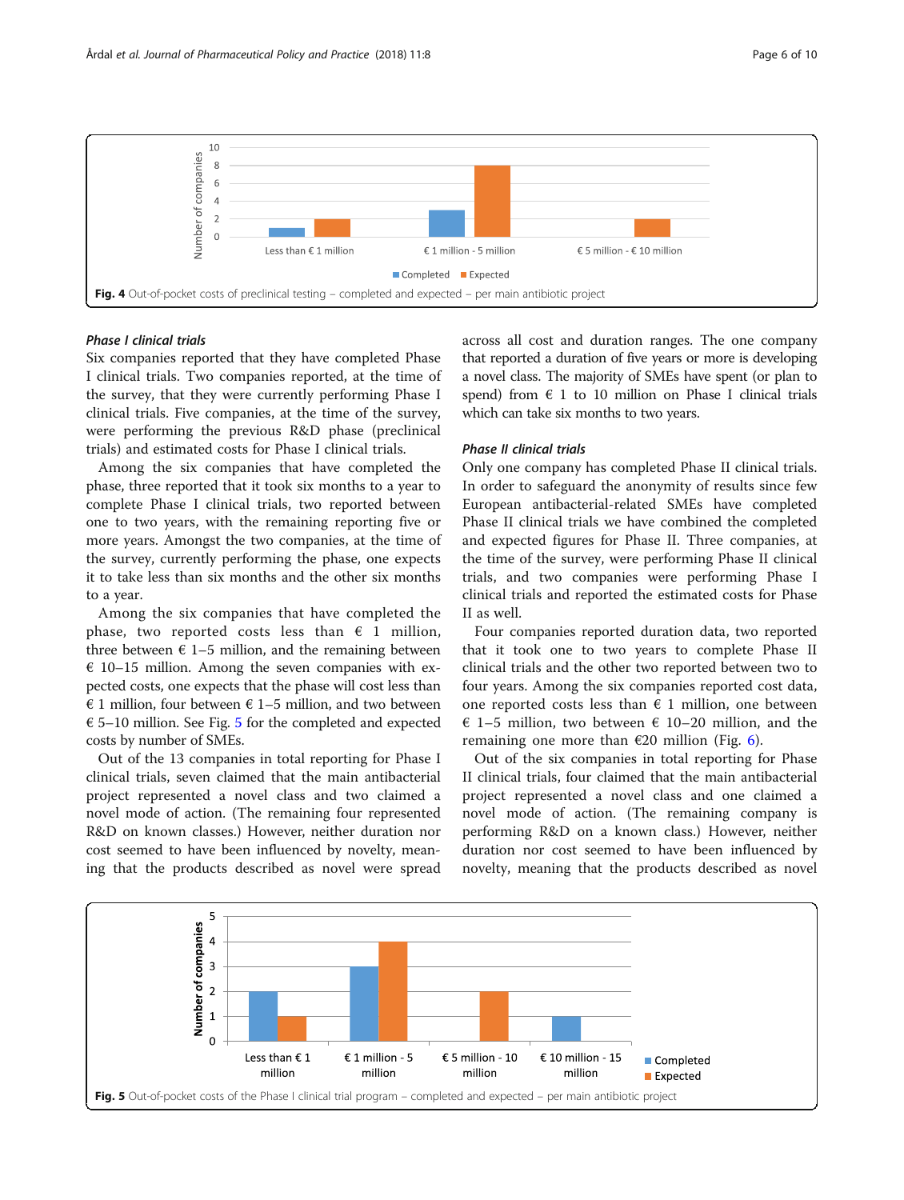Fig. 4 Out-of-pocket costs of preclinical testing – completed and expected – per main antibiotic project

### *Phase I clinical trials*

Six companies reported that they have completed Phase I clinical trials. Two companies reported, at the time of the survey, that they were currently performing Phase I clinical trials. Five companies, at the time of the survey, were performing the previous R&D phase (preclinical trials) and estimated costs for Phase I clinical trials.

Among the six companies that have completed the phase, three reported that it took six months to a year to complete Phase I clinical trials, two reported between one to two years, with the remaining reporting five or more years. Amongst the two companies, at the time of the survey, currently performing the phase, one expects it to take less than six months and the other six months to a year.

Among the six companies that have completed the phase, two reported costs less than € 1 million, three between € 1–5 million, and the remaining between € 10–15 million. Among the seven companies with expected costs, one expects that the phase will cost less than € 1 million, four between € 1–5 million, and two between € 5–10 million. See Fig. 5 for the completed and expected costs by number of SMEs.

Out of the 13 companies in total reporting for Phase I clinical trials, seven claimed that the main antibacterial project represented a novel class and two claimed a novel mode of action. (The remaining four represented R&D on known classes.) However, neither duration nor cost seemed to have been influenced by novelty, meaning that the products described as novel were spread across all cost and duration ranges. The one company that reported a duration of five years or more is developing a novel class. The majority of SMEs have spent (or plan to spend) from € 1 to 10 million on Phase I clinical trials which can take six months to two years.

### *Phase II clinical trials*

Only one company has completed Phase II clinical trials. In order to safeguard the anonymity of results since few European antibacterial-related SMEs have completed Phase II clinical trials we have combined the completed and expected figures for Phase II. Three companies, at the time of the survey, were performing Phase II clinical trials, and two companies were performing Phase I clinical trials and reported the estimated costs for Phase II as well.

Four companies reported duration data, two reported that it took one to two years to complete Phase II clinical trials and the other two reported between two to four years. Among the six companies reported cost data, one reported costs less than € 1 million, one between € 1–5 million, two between € 10–20 million, and the remaining one more than €20 million (Fig. 6).

Out of the six companies in total reporting for Phase II clinical trials, four claimed that the main antibacterial project represented a novel class and one claimed a novel mode of action. (The remaining company is performing R&D on a known class.) However, neither duration nor cost seemed to have been influenced by novelty, meaning that the products described as novel

Fig. 5 Out-of-pocket costs of the Phase I clinical trial program – completed and expected – per main antibiotic project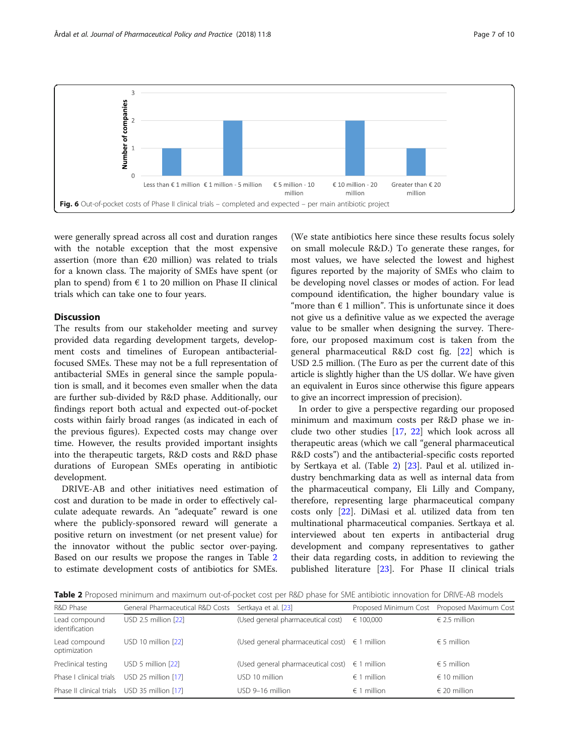Number of companies

3

2

1

0

Less than € 1 million

€ 1 million - 5 million

€ 5 million - 10 million

€ 10 million - 20 million

Greater than € 20 million

**Fig. 6** Out-of-pocket costs of Phase II clinical trials – completed and expected – per main antibiotic project

were generally spread across all cost and duration ranges with the notable exception that the most expensive assertion (more than €20 million) was related to trials for a known class. The majority of SMEs have spent (or plan to spend) from € 1 to 20 million on Phase II clinical trials which can take one to four years.

## Discussion

The results from our stakeholder meeting and survey provided data regarding development targets, development costs and timelines of European antibacterial-focused SMEs. These may not be a full representation of antibacterial SMEs in general since the sample population is small, and it becomes even smaller when the data are further sub-divided by R&D phase. Additionally, our findings report both actual and expected out-of-pocket costs within fairly broad ranges (as indicated in each of the previous figures). Expected costs may change over time. However, the results provided important insights into the therapeutic targets, R&D costs and R&D phase durations of European SMEs operating in antibiotic development.

DRIVE-AB and other initiatives need estimation of cost and duration to be made in order to effectively calculate adequate rewards. An "adequate" reward is one where the publicly-sponsored reward will generate a positive return on investment (or net present value) for the innovator without the public sector over-paying. Based on our results we propose the ranges in Table 2 to estimate development costs of antibiotics for SMEs. (We state antibiotics here since these results focus solely on small molecule R&D.) To generate these ranges, for most values, we have selected the lowest and highest figures reported by the majority of SMEs who claim to be developing novel classes or modes of action. For lead compound identification, the higher boundary value is "more than € 1 million". This is unfortunate since it does not give us a definitive value as we expected the average value to be smaller when designing the survey. Therefore, our proposed maximum cost is taken from the general pharmaceutical R&D cost fig. [22] which is USD 2.5 million. (The Euro as per the current date of this article is slightly higher than the US dollar. We have given an equivalent in Euros since otherwise this figure appears to give an incorrect impression of precision).

In order to give a perspective regarding our proposed minimum and maximum costs per R&D phase we include two other studies [17, 22] which look across all therapeutic areas (which we call "general pharmaceutical R&D costs") and the antibacterial-specific costs reported by Sertkaya et al. (Table 2) [23]. Paul et al. utilized industry benchmarking data as well as internal data from the pharmaceutical company, Eli Lilly and Company, therefore, representing large pharmaceutical company costs only [22]. DiMasi et al. utilized data from ten multinational pharmaceutical companies. Sertkaya et al. interviewed about ten experts in antibacterial drug development and company representatives to gather their data regarding costs, in addition to reviewing the published literature [23]. For Phase II clinical trials

**Table 2** Proposed minimum and maximum out-of-pocket cost per R&D phase for SME antibiotic innovation for DRIVE-AB models

| R&D Phase | General Pharmaceutical R&D Costs | Sertkaya et al. [23] | Proposed Minimum Cost | Proposed Maximum Cost |
|---|---|---|---|---|
| Lead compound identification | USD 2.5 million [22] | (Used general pharmaceutical cost) | € 100,000 | € 2.5 million |
| Lead compound optimization | USD 10 million [22] | (Used general pharmaceutical cost) | € 1 million | € 5 million |
| Preclinical testing | USD 5 million [22] | (Used general pharmaceutical cost) | € 1 million | € 5 million |
| Phase I clinical trials | USD 25 million [17] | USD 10 million | € 1 million | € 10 million |
| Phase II clinical trials | USD 35 million [17] | USD 9–16 million | € 1 million | € 20 million |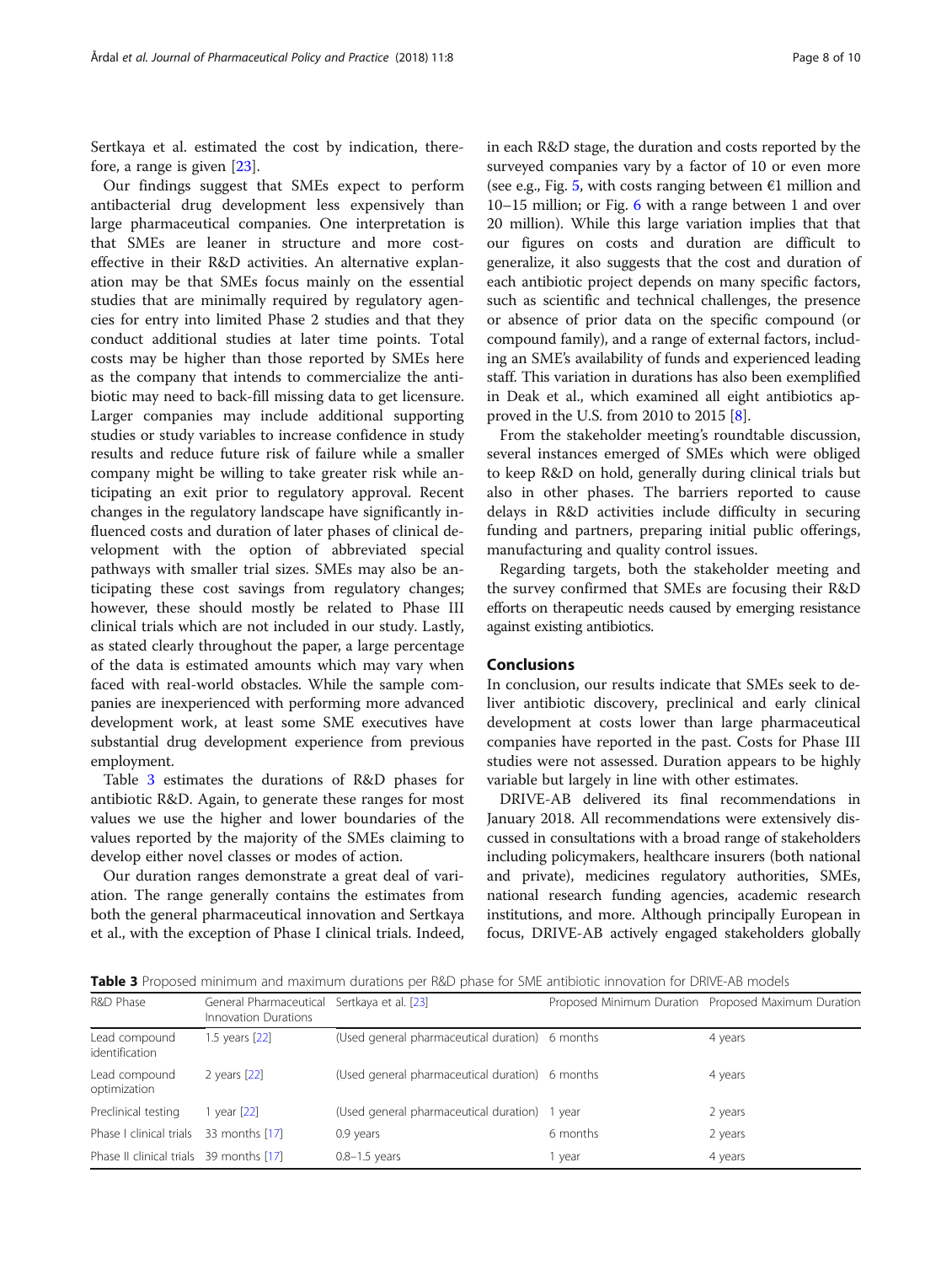Sertkaya et al. estimated the cost by indication, therefore, a range is given [23].

Our findings suggest that SMEs expect to perform antibacterial drug development less expensively than large pharmaceutical companies. One interpretation is that SMEs are leaner in structure and more cost-effective in their R&D activities. An alternative explanation may be that SMEs focus mainly on the essential studies that are minimally required by regulatory agencies for entry into limited Phase 2 studies and that they conduct additional studies at later time points. Total costs may be higher than those reported by SMEs here as the company that intends to commercialize the antibiotic may need to back-fill missing data to get licensure. Larger companies may include additional supporting studies or study variables to increase confidence in study results and reduce future risk of failure while a smaller company might be willing to take greater risk while anticipating an exit prior to regulatory approval. Recent changes in the regulatory landscape have significantly influenced costs and duration of later phases of clinical development with the option of abbreviated special pathways with smaller trial sizes. SMEs may also be anticipating these cost savings from regulatory changes; however, these should mostly be related to Phase III clinical trials which are not included in our study. Lastly, as stated clearly throughout the paper, a large percentage of the data is estimated amounts which may vary when faced with real-world obstacles. While the sample companies are inexperienced with performing more advanced development work, at least some SME executives have substantial drug development experience from previous employment.

Table 3 estimates the durations of R&D phases for antibiotic R&D. Again, to generate these ranges for most values we use the higher and lower boundaries of the values reported by the majority of the SMEs claiming to develop either novel classes or modes of action.

Our duration ranges demonstrate a great deal of variation. The range generally contains the estimates from both the general pharmaceutical innovation and Sertkaya et al., with the exception of Phase I clinical trials. Indeed, in each R&D stage, the duration and costs reported by the surveyed companies vary by a factor of 10 or even more (see e.g., Fig. 5, with costs ranging between €1 million and 10–15 million; or Fig. 6 with a range between 1 and over 20 million). While this large variation implies that that our figures on costs and duration are difficult to generalize, it also suggests that the cost and duration of each antibiotic project depends on many specific factors, such as scientific and technical challenges, the presence or absence of prior data on the specific compound (or compound family), and a range of external factors, including an SME's availability of funds and experienced leading staff. This variation in durations has also been exemplified in Deak et al., which examined all eight antibiotics approved in the U.S. from 2010 to 2015 [8].

From the stakeholder meeting's roundtable discussion, several instances emerged of SMEs which were obliged to keep R&D on hold, generally during clinical trials but also in other phases. The barriers reported to cause delays in R&D activities include difficulty in securing funding and partners, preparing initial public offerings, manufacturing and quality control issues.

Regarding targets, both the stakeholder meeting and the survey confirmed that SMEs are focusing their R&D efforts on therapeutic needs caused by emerging resistance against existing antibiotics.

## Conclusions

In conclusion, our results indicate that SMEs seek to deliver antibiotic discovery, preclinical and early clinical development at costs lower than large pharmaceutical companies have reported in the past. Costs for Phase III studies were not assessed. Duration appears to be highly variable but largely in line with other estimates.

DRIVE-AB delivered its final recommendations in January 2018. All recommendations were extensively discussed in consultations with a broad range of stakeholders including policymakers, healthcare insurers (both national and private), medicines regulatory authorities, SMEs, national research funding agencies, academic research institutions, and more. Although principally European in focus, DRIVE-AB actively engaged stakeholders globally

**Table 3** Proposed minimum and maximum durations per R&D phase for SME antibiotic innovation for DRIVE-AB models

| R&D Phase | General Pharmaceutical Innovation Durations | Sertkaya et al. [23] | Proposed Minimum Duration | Proposed Maximum Duration |
|---|---|---|---|---|
| Lead compound identification | 1.5 years [22] | (Used general pharmaceutical duration) | 6 months | 4 years |
| Lead compound optimization | 2 years [22] | (Used general pharmaceutical duration) | 6 months | 4 years |
| Preclinical testing | 1 year [22] | (Used general pharmaceutical duration) | 1 year | 2 years |
| Phase I clinical trials | 33 months [17] | 0.9 years | 6 months | 2 years |
| Phase II clinical trials | 39 months [17] | 0.8–1.5 years | 1 year | 4 years |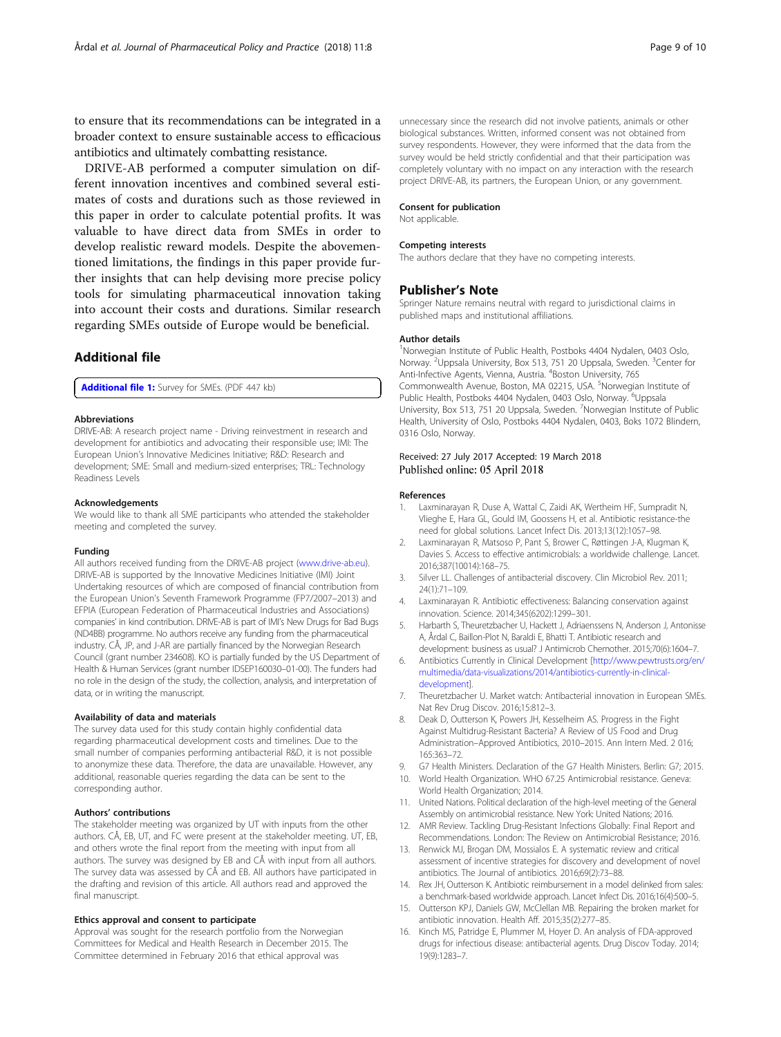to ensure that its recommendations can be integrated in a broader context to ensure sustainable access to efficacious antibiotics and ultimately combatting resistance.

DRIVE-AB performed a computer simulation on different innovation incentives and combined several estimates of costs and durations such as those reviewed in this paper in order to calculate potential profits. It was valuable to have direct data from SMEs in order to develop realistic reward models. Despite the abovementioned limitations, the findings in this paper provide further insights that can help devising more precise policy tools for simulating pharmaceutical innovation taking into account their costs and durations. Similar research regarding SMEs outside of Europe would be beneficial.

## Additional file

**Additional file 1:** Survey for SMEs. (PDF 447 kb)

#### Abbreviations

DRIVE-AB: A research project name - Driving reinvestment in research and development for antibiotics and advocating their responsible use; IMI: The European Union's Innovative Medicines Initiative; R&D: Research and development; SME: Small and medium-sized enterprises; TRL: Technology Readiness Levels

#### Acknowledgements

We would like to thank all SME participants who attended the stakeholder meeting and completed the survey.

#### Funding

All authors received funding from the DRIVE-AB project (www.drive-ab.eu). DRIVE-AB is supported by the Innovative Medicines Initiative (IMI) Joint Undertaking resources of which are composed of financial contribution from the European Union's Seventh Framework Programme (FP7/2007–2013) and EFPIA (European Federation of Pharmaceutical Industries and Associations) companies' in kind contribution. DRIVE-AB is part of IMI's New Drugs for Bad Bugs (ND4BB) programme. No authors receive any funding from the pharmaceutical industry. CÅ, JP, and J-AR are partially financed by the Norwegian Research Council (grant number 234608). KO is partially funded by the US Department of Health & Human Services (grant number IDSEP160030–01-00). The funders had no role in the design of the study, the collection, analysis, and interpretation of data, or in writing the manuscript.

#### Availability of data and materials

The survey data used for this study contain highly confidential data regarding pharmaceutical development costs and timelines. Due to the small number of companies performing antibacterial R&D, it is not possible to anonymize these data. Therefore, the data are unavailable. However, any additional, reasonable queries regarding the data can be sent to the corresponding author.

#### Authors' contributions

The stakeholder meeting was organized by UT with inputs from the other authors. CÅ, EB, UT, and FC were present at the stakeholder meeting. UT, EB, and others wrote the final report from the meeting with input from all authors. The survey was designed by EB and CÅ with input from all authors. The survey data was assessed by CÅ and EB. All authors have participated in the drafting and revision of this article. All authors read and approved the final manuscript.

#### Ethics approval and consent to participate

Approval was sought for the research portfolio from the Norwegian Committees for Medical and Health Research in December 2015. The Committee determined in February 2016 that ethical approval was unnecessary since the research did not involve patients, animals or other biological substances. Written, informed consent was not obtained from survey respondents. However, they were informed that the data from the survey would be held strictly confidential and that their participation was completely voluntary with no impact on any interaction with the research project DRIVE-AB, its partners, the European Union, or any government.

#### Consent for publication

Not applicable.

#### Competing interests

The authors declare that they have no competing interests.

## Publisher's Note

Springer Nature remains neutral with regard to jurisdictional claims in published maps and institutional affiliations.

#### Author details

[1]Norwegian Institute of Public Health, Postboks 4404 Nydalen, 0403 Oslo, Norway. [2]Uppsala University, Box 513, 751 20 Uppsala, Sweden. [3]Center for Anti-Infective Agents, Vienna, Austria. [4]Boston University, 765 Commonwealth Avenue, Boston, MA 02215, USA. [5]Norwegian Institute of Public Health, Postboks 4404 Nydalen, 0403 Oslo, Norway. [6]Uppsala University, Box 513, 751 20 Uppsala, Sweden. [7]Norwegian Institute of Public Health, University of Oslo, Postboks 4404 Nydalen, 0403, Boks 1072 Blindern, 0316 Oslo, Norway.

Received: 27 July 2017 Accepted: 19 March 2018
Published online: 05 April 2018

#### References

1. Laxminarayan R, Duse A, Wattal C, Zaidi AK, Wertheim HF, Sumpradit N, Vlieghe E, Hara GL, Gould IM, Goossens H, et al. Antibiotic resistance-the need for global solutions. Lancet Infect Dis. 2013;13(12):1057–98.
2. Laxminarayan R, Matsoso P, Pant S, Brower C, Røttingen J-A, Klugman K, Davies S. Access to effective antimicrobials: a worldwide challenge. Lancet. 2016;387(10014):168–75.
3. Silver LL. Challenges of antibacterial discovery. Clin Microbiol Rev. 2011; 24(1):71–109.
4. Laxminarayan R. Antibiotic effectiveness: Balancing conservation against innovation. Science. 2014;345(6202):1299–301.
5. Harbarth S, Theuretzbacher U, Hackett J, Adriaenssens N, Anderson J, Antonisse A, Årdal C, Baillon-Plot N, Baraldi E, Bhatti T. Antibiotic research and development: business as usual? J Antimicrob Chemother. 2015;70(6):1604–7.
6. Antibiotics Currently in Clinical Development [http://www.pewtrusts.org/en/multimedia/data-visualizations/2014/antibiotics-currently-in-clinical-development].
7. Theuretzbacher U. Market watch: Antibacterial innovation in European SMEs. Nat Rev Drug Discov. 2016;15:812–3.
8. Deak D, Outterson K, Powers JH, Kesselheim AS. Progress in the Fight Against Multidrug-Resistant Bacteria? A Review of US Food and Drug Administration–Approved Antibiotics, 2010–2015. Ann Intern Med. 2 016; 165:363–72.
9. G7 Health Ministers. Declaration of the G7 Health Ministers. Berlin: G7; 2015.
10. World Health Organization. WHO 67.25 Antimicrobial resistance. Geneva: World Health Organization; 2014.
11. United Nations. Political declaration of the high-level meeting of the General Assembly on antimicrobial resistance. New York: United Nations; 2016.
12. AMR Review. Tackling Drug-Resistant Infections Globally: Final Report and Recommendations. London: The Review on Antimicrobial Resistance; 2016.
13. Renwick MJ, Brogan DM, Mossialos E. A systematic review and critical assessment of incentive strategies for discovery and development of novel antibiotics. The Journal of antibiotics. 2016;69(2):73–88.
14. Rex JH, Outterson K. Antibiotic reimbursement in a model delinked from sales: a benchmark-based worldwide approach. Lancet Infect Dis. 2016;16(4):500–5.
15. Outterson KPJ, Daniels GW, McClellan MB. Repairing the broken market for antibiotic innovation. Health Aff. 2015;35(2):277–85.
16. Kinch MS, Patridge E, Plummer M, Hoyer D. An analysis of FDA-approved drugs for infectious disease: antibacterial agents. Drug Discov Today. 2014; 19(9):1283–7.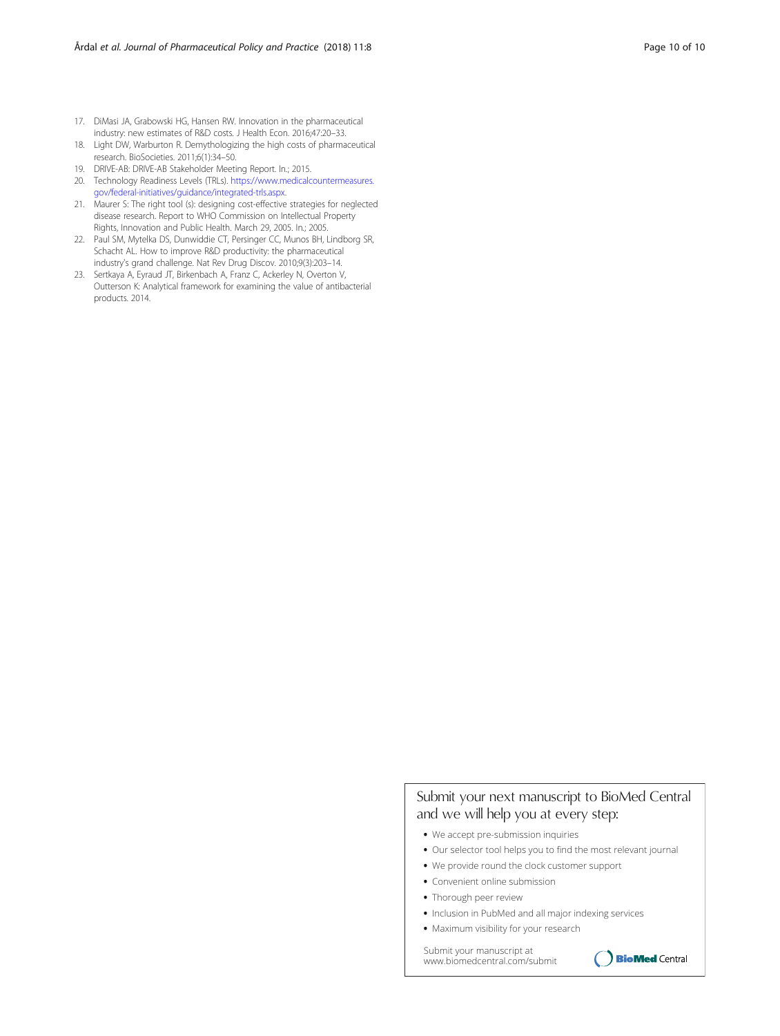17. DiMasi JA, Grabowski HG, Hansen RW. Innovation in the pharmaceutical industry: new estimates of R&D costs. J Health Econ. 2016;47:20–33.
18. Light DW, Warburton R. Demythologizing the high costs of pharmaceutical research. BioSocieties. 2011;6(1):34–50.
19. DRIVE-AB: DRIVE-AB Stakeholder Meeting Report. In.; 2015.
20. Technology Readiness Levels (TRLs). https://www.medicalcountermeasures.gov/federal-initiatives/guidance/integrated-trls.aspx.
21. Maurer S: The right tool (s): designing cost-effective strategies for neglected disease research. Report to WHO Commission on Intellectual Property Rights, Innovation and Public Health. March 29, 2005. In.; 2005.
22. Paul SM, Mytelka DS, Dunwiddie CT, Persinger CC, Munos BH, Lindborg SR, Schacht AL. How to improve R&D productivity: the pharmaceutical industry's grand challenge. Nat Rev Drug Discov. 2010;9(3):203–14.
23. Sertkaya A, Eyraud JT, Birkenbach A, Franz C, Ackerley N, Overton V, Outterson K: Analytical framework for examining the value of antibacterial products. 2014.

Submit your next manuscript to BioMed Central and we will help you at every step:

- We accept pre-submission inquiries
- Our selector tool helps you to find the most relevant journal
- We provide round the clock customer support
- Convenient online submission
- Thorough peer review
- Inclusion in PubMed and all major indexing services
- Maximum visibility for your research

Submit your manuscript at www.biomedcentral.com/submit

BioMed Central